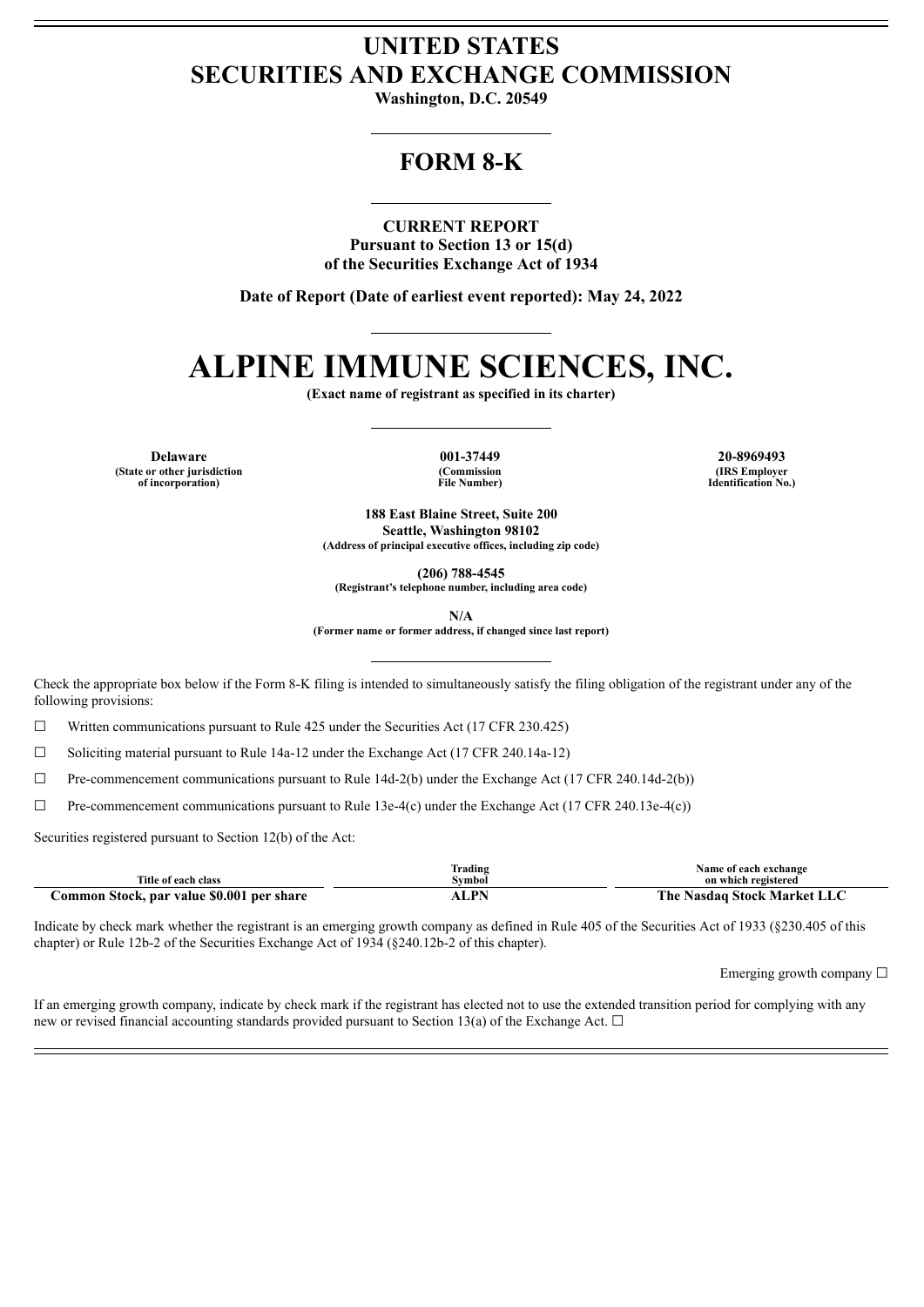# UNITED STATES
# SECURITIES AND EXCHANGE COMMISSION

**Washington, D.C. 20549**

## FORM 8-K

**CURRENT REPORT**
**Pursuant to Section 13 or 15(d)**
**of the Securities Exchange Act of 1934**

**Date of Report (Date of earliest event reported): May 24, 2022**

# ALPINE IMMUNE SCIENCES, INC.

**(Exact name of registrant as specified in its charter)**

| Delaware | 001-37449 | 20-8969493 |
|---|---|---|
| (State or other jurisdiction of incorporation) | (Commission File Number) | (IRS Employer Identification No.) |

**188 East Blaine Street, Suite 200**
**Seattle, Washington 98102**
**(Address of principal executive offices, including zip code)**

**(206) 788-4545**
**(Registrant's telephone number, including area code)**

**N/A**
**(Former name or former address, if changed since last report)**

Check the appropriate box below if the Form 8-K filing is intended to simultaneously satisfy the filing obligation of the registrant under any of the following provisions:

☐ Written communications pursuant to Rule 425 under the Securities Act (17 CFR 230.425)

☐ Soliciting material pursuant to Rule 14a-12 under the Exchange Act (17 CFR 240.14a-12)

☐ Pre-commencement communications pursuant to Rule 14d-2(b) under the Exchange Act (17 CFR 240.14d-2(b))

☐ Pre-commencement communications pursuant to Rule 13e-4(c) under the Exchange Act (17 CFR 240.13e-4(c))

Securities registered pursuant to Section 12(b) of the Act:

| Title of each class | Trading Symbol | Name of each exchange on which registered |
|---|---|---|
| **Common Stock, par value $0.001 per share** | **ALPN** | **The Nasdaq Stock Market LLC** |

Indicate by check mark whether the registrant is an emerging growth company as defined in Rule 405 of the Securities Act of 1933 (§230.405 of this chapter) or Rule 12b-2 of the Securities Exchange Act of 1934 (§240.12b-2 of this chapter).

Emerging growth company ☐

If an emerging growth company, indicate by check mark if the registrant has elected not to use the extended transition period for complying with any new or revised financial accounting standards provided pursuant to Section 13(a) of the Exchange Act. ☐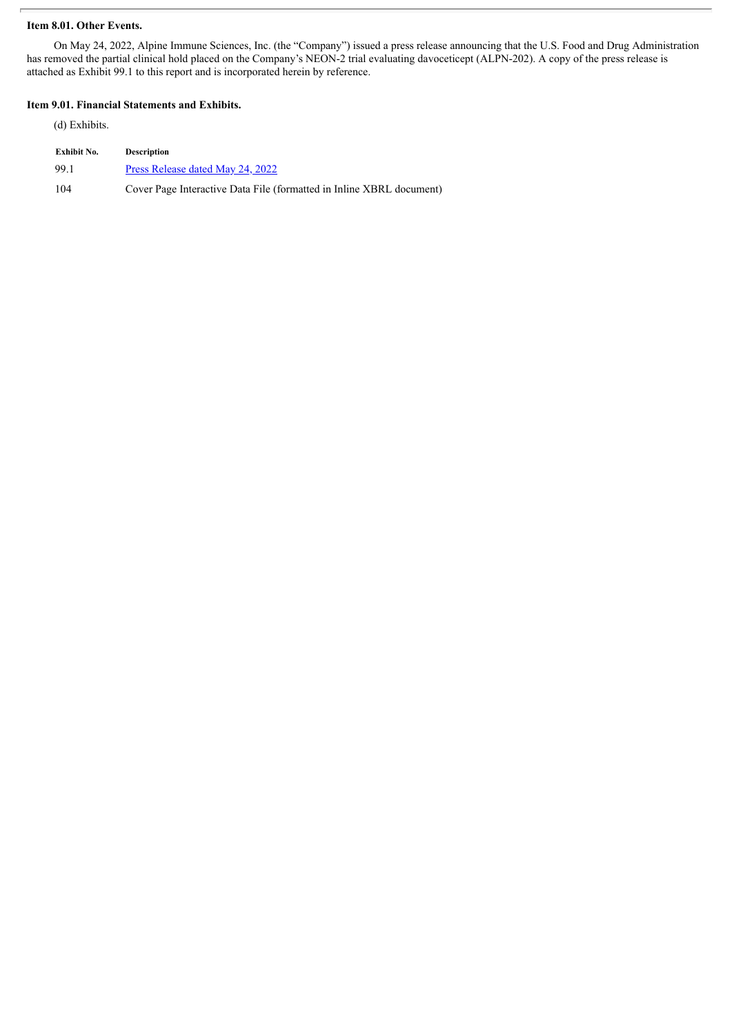**Item 8.01. Other Events.**

On May 24, 2022, Alpine Immune Sciences, Inc. (the "Company") issued a press release announcing that the U.S. Food and Drug Administration has removed the partial clinical hold placed on the Company's NEON-2 trial evaluating davoceticept (ALPN-202). A copy of the press release is attached as Exhibit 99.1 to this report and is incorporated herein by reference.

**Item 9.01. Financial Statements and Exhibits.**

(d) Exhibits.

| Exhibit No. | Description |
|---|---|
| 99.1 | Press Release dated May 24, 2022 |
| 104 | Cover Page Interactive Data File (formatted in Inline XBRL document) |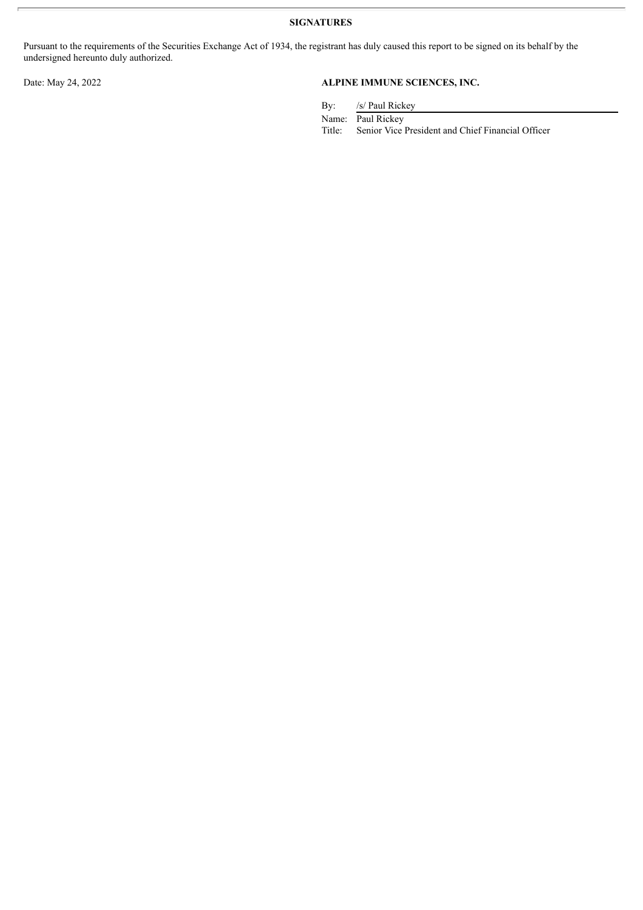**SIGNATURES**

Pursuant to the requirements of the Securities Exchange Act of 1934, the registrant has duly caused this report to be signed on its behalf by the undersigned hereunto duly authorized.

Date: May 24, 2022

**ALPINE IMMUNE SCIENCES, INC.**

By: /s/ Paul Rickey

Name: Paul Rickey

Title: Senior Vice President and Chief Financial Officer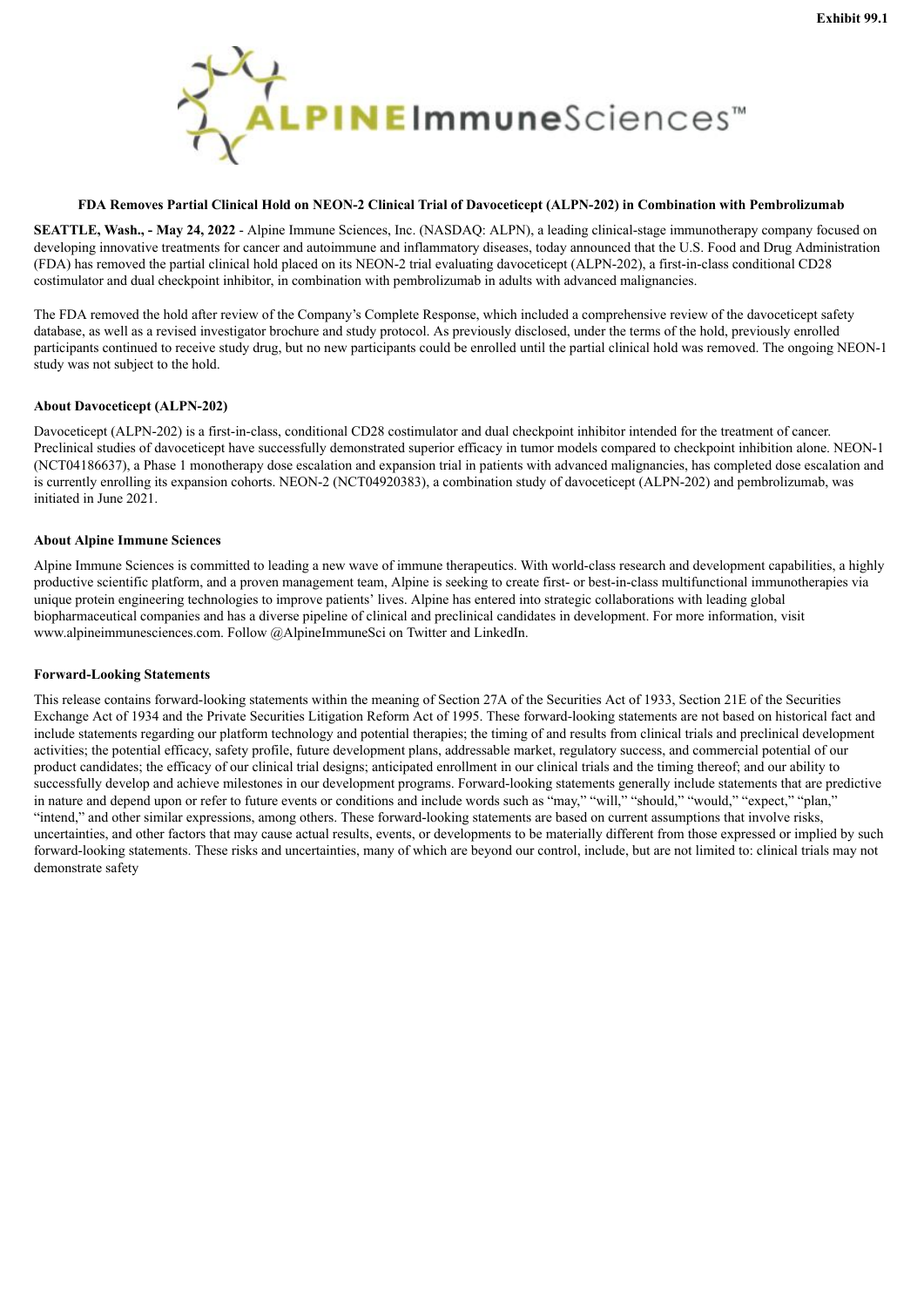**Exhibit 99.1**

ALPINE ImmuneSciences™

**FDA Removes Partial Clinical Hold on NEON-2 Clinical Trial of Davoceticept (ALPN-202) in Combination with Pembrolizumab**

**SEATTLE, Wash., - May 24, 2022** - Alpine Immune Sciences, Inc. (NASDAQ: ALPN), a leading clinical-stage immunotherapy company focused on developing innovative treatments for cancer and autoimmune and inflammatory diseases, today announced that the U.S. Food and Drug Administration (FDA) has removed the partial clinical hold placed on its NEON-2 trial evaluating davoceticept (ALPN-202), a first-in-class conditional CD28 costimulator and dual checkpoint inhibitor, in combination with pembrolizumab in adults with advanced malignancies.

The FDA removed the hold after review of the Company's Complete Response, which included a comprehensive review of the davoceticept safety database, as well as a revised investigator brochure and study protocol. As previously disclosed, under the terms of the hold, previously enrolled participants continued to receive study drug, but no new participants could be enrolled until the partial clinical hold was removed. The ongoing NEON-1 study was not subject to the hold.

**About Davoceticept (ALPN-202)**

Davoceticept (ALPN-202) is a first-in-class, conditional CD28 costimulator and dual checkpoint inhibitor intended for the treatment of cancer. Preclinical studies of davoceticept have successfully demonstrated superior efficacy in tumor models compared to checkpoint inhibition alone. NEON-1 (NCT04186637), a Phase 1 monotherapy dose escalation and expansion trial in patients with advanced malignancies, has completed dose escalation and is currently enrolling its expansion cohorts. NEON-2 (NCT04920383), a combination study of davoceticept (ALPN-202) and pembrolizumab, was initiated in June 2021.

**About Alpine Immune Sciences**

Alpine Immune Sciences is committed to leading a new wave of immune therapeutics. With world-class research and development capabilities, a highly productive scientific platform, and a proven management team, Alpine is seeking to create first- or best-in-class multifunctional immunotherapies via unique protein engineering technologies to improve patients' lives. Alpine has entered into strategic collaborations with leading global biopharmaceutical companies and has a diverse pipeline of clinical and preclinical candidates in development. For more information, visit www.alpineimmunesciences.com. Follow @AlpineImmuneSci on Twitter and LinkedIn.

**Forward-Looking Statements**

This release contains forward-looking statements within the meaning of Section 27A of the Securities Act of 1933, Section 21E of the Securities Exchange Act of 1934 and the Private Securities Litigation Reform Act of 1995. These forward-looking statements are not based on historical fact and include statements regarding our platform technology and potential therapies; the timing of and results from clinical trials and preclinical development activities; the potential efficacy, safety profile, future development plans, addressable market, regulatory success, and commercial potential of our product candidates; the efficacy of our clinical trial designs; anticipated enrollment in our clinical trials and the timing thereof; and our ability to successfully develop and achieve milestones in our development programs. Forward-looking statements generally include statements that are predictive in nature and depend upon or refer to future events or conditions and include words such as "may," "will," "should," "would," "expect," "plan," "intend," and other similar expressions, among others. These forward-looking statements are based on current assumptions that involve risks, uncertainties, and other factors that may cause actual results, events, or developments to be materially different from those expressed or implied by such forward-looking statements. These risks and uncertainties, many of which are beyond our control, include, but are not limited to: clinical trials may not demonstrate safety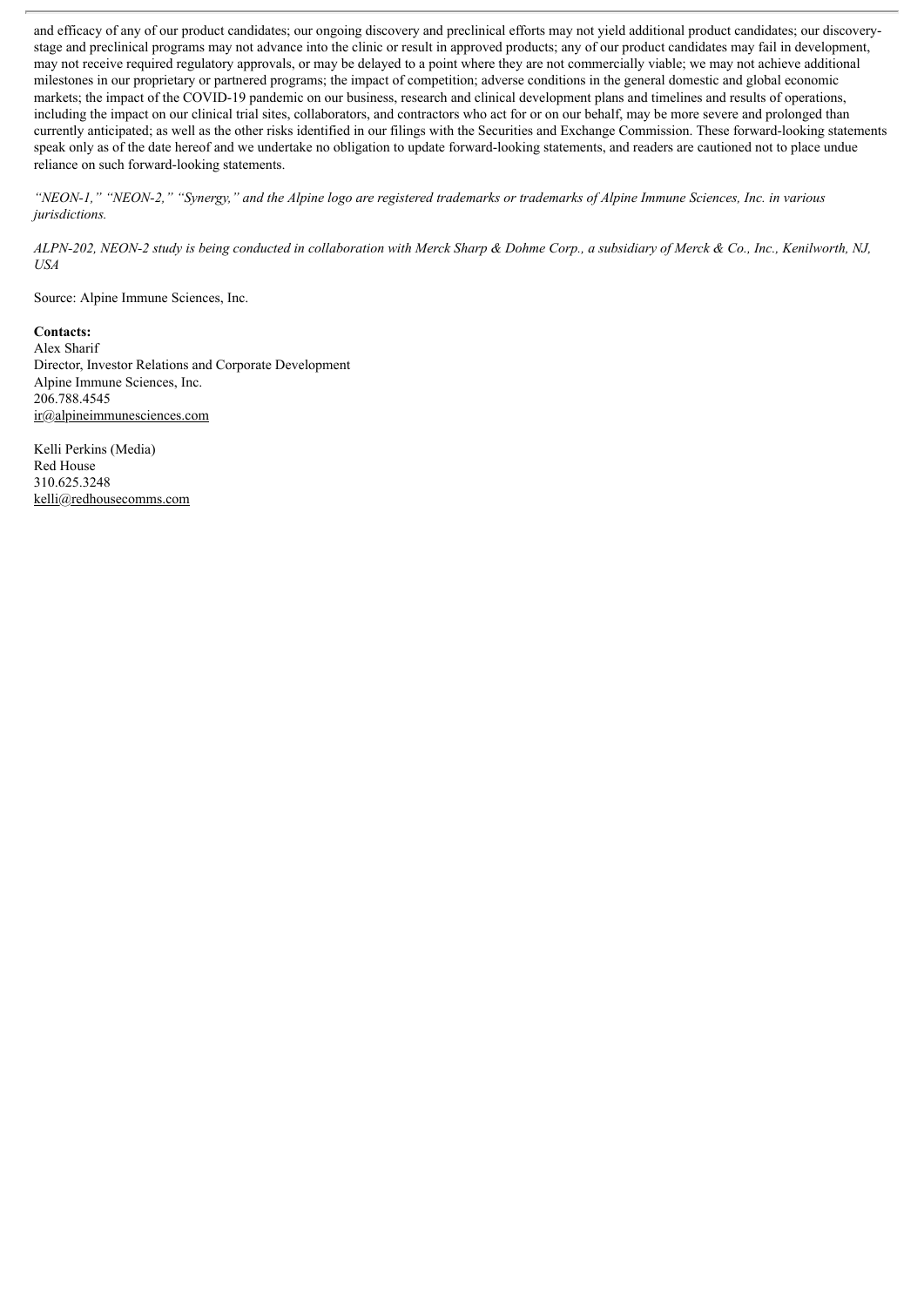and efficacy of any of our product candidates; our ongoing discovery and preclinical efforts may not yield additional product candidates; our discovery-stage and preclinical programs may not advance into the clinic or result in approved products; any of our product candidates may fail in development, may not receive required regulatory approvals, or may be delayed to a point where they are not commercially viable; we may not achieve additional milestones in our proprietary or partnered programs; the impact of competition; adverse conditions in the general domestic and global economic markets; the impact of the COVID-19 pandemic on our business, research and clinical development plans and timelines and results of operations, including the impact on our clinical trial sites, collaborators, and contractors who act for or on our behalf, may be more severe and prolonged than currently anticipated; as well as the other risks identified in our filings with the Securities and Exchange Commission. These forward-looking statements speak only as of the date hereof and we undertake no obligation to update forward-looking statements, and readers are cautioned not to place undue reliance on such forward-looking statements.

*"NEON-1," "NEON-2," "Synergy," and the Alpine logo are registered trademarks or trademarks of Alpine Immune Sciences, Inc. in various jurisdictions.*

*ALPN-202, NEON-2 study is being conducted in collaboration with Merck Sharp & Dohme Corp., a subsidiary of Merck & Co., Inc., Kenilworth, NJ, USA*

Source: Alpine Immune Sciences, Inc.

**Contacts:**
Alex Sharif
Director, Investor Relations and Corporate Development
Alpine Immune Sciences, Inc.
206.788.4545
ir@alpineimmunesciences.com

Kelli Perkins (Media)
Red House
310.625.3248
kelli@redhousecomms.com